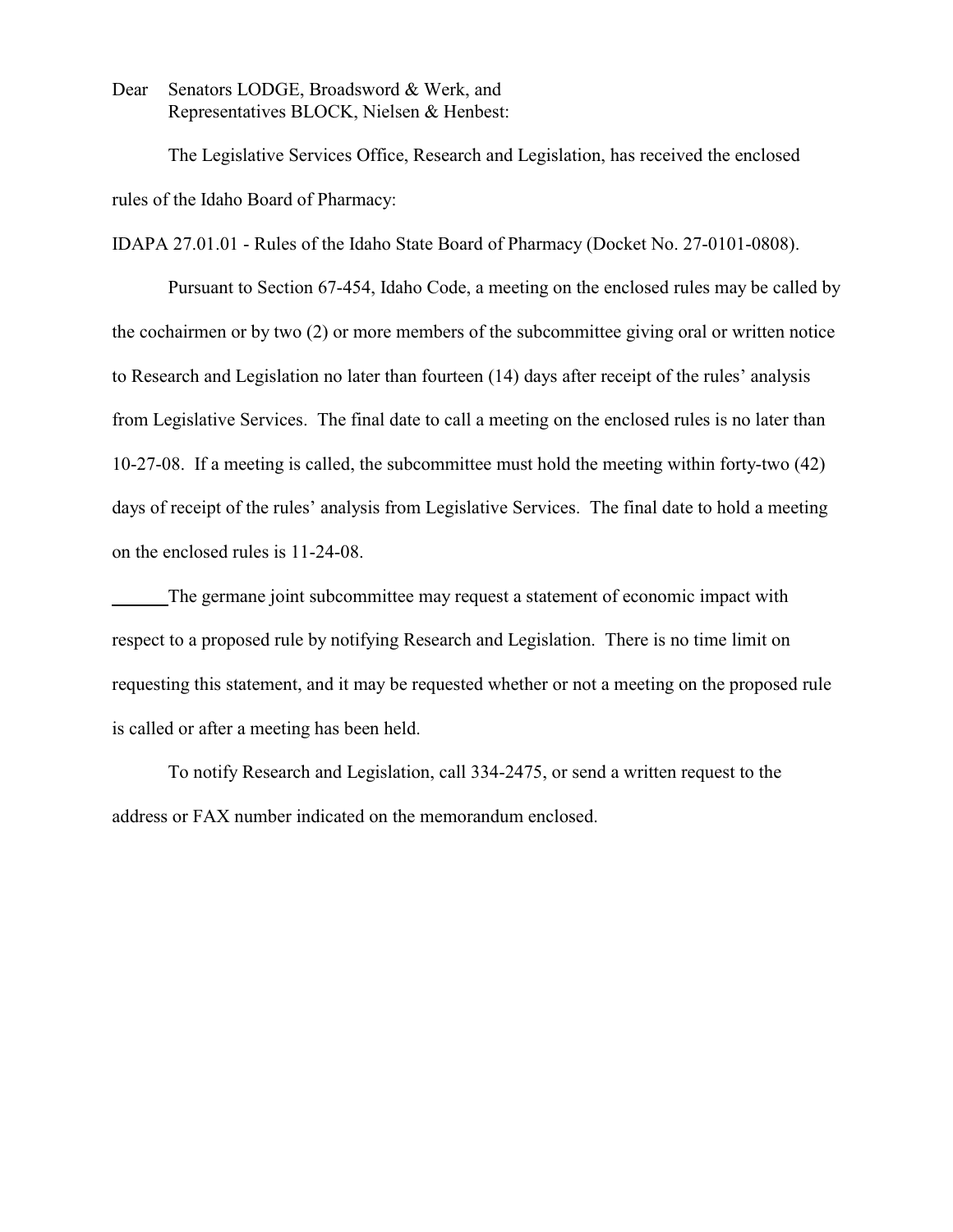Dear Senators LODGE, Broadsword & Werk, and
Representatives BLOCK, Nielsen & Henbest:

The Legislative Services Office, Research and Legislation, has received the enclosed rules of the Idaho Board of Pharmacy:

IDAPA 27.01.01 - Rules of the Idaho State Board of Pharmacy (Docket No. 27-0101-0808).

Pursuant to Section 67-454, Idaho Code, a meeting on the enclosed rules may be called by the cochairmen or by two (2) or more members of the subcommittee giving oral or written notice to Research and Legislation no later than fourteen (14) days after receipt of the rules' analysis from Legislative Services. The final date to call a meeting on the enclosed rules is no later than 10-27-08. If a meeting is called, the subcommittee must hold the meeting within forty-two (42) days of receipt of the rules' analysis from Legislative Services. The final date to hold a meeting on the enclosed rules is 11-24-08.

______The germane joint subcommittee may request a statement of economic impact with respect to a proposed rule by notifying Research and Legislation. There is no time limit on requesting this statement, and it may be requested whether or not a meeting on the proposed rule is called or after a meeting has been held.

To notify Research and Legislation, call 334-2475, or send a written request to the address or FAX number indicated on the memorandum enclosed.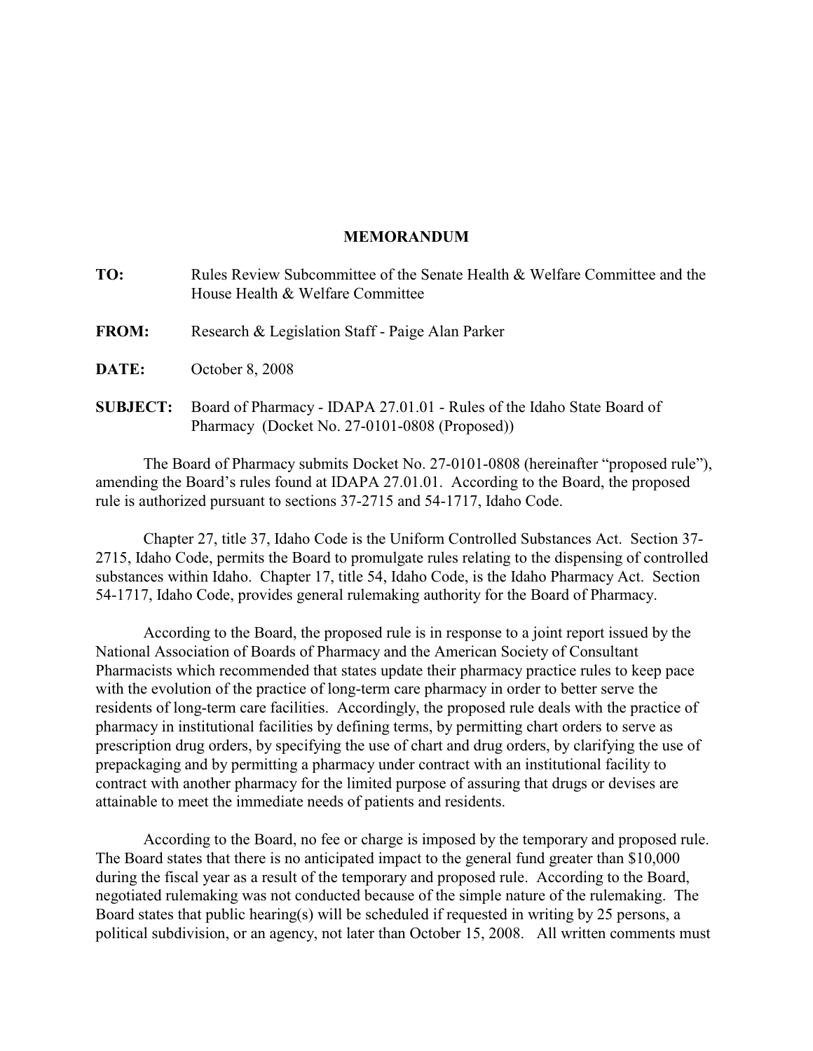# MEMORANDUM

**TO:** Rules Review Subcommittee of the Senate Health & Welfare Committee and the House Health & Welfare Committee

**FROM:** Research & Legislation Staff - Paige Alan Parker

**DATE:** October 8, 2008

**SUBJECT:** Board of Pharmacy - IDAPA 27.01.01 - Rules of the Idaho State Board of Pharmacy (Docket No. 27-0101-0808 (Proposed))

The Board of Pharmacy submits Docket No. 27-0101-0808 (hereinafter "proposed rule"), amending the Board's rules found at IDAPA 27.01.01. According to the Board, the proposed rule is authorized pursuant to sections 37-2715 and 54-1717, Idaho Code.

Chapter 27, title 37, Idaho Code is the Uniform Controlled Substances Act. Section 37-2715, Idaho Code, permits the Board to promulgate rules relating to the dispensing of controlled substances within Idaho. Chapter 17, title 54, Idaho Code, is the Idaho Pharmacy Act. Section 54-1717, Idaho Code, provides general rulemaking authority for the Board of Pharmacy.

According to the Board, the proposed rule is in response to a joint report issued by the National Association of Boards of Pharmacy and the American Society of Consultant Pharmacists which recommended that states update their pharmacy practice rules to keep pace with the evolution of the practice of long-term care pharmacy in order to better serve the residents of long-term care facilities. Accordingly, the proposed rule deals with the practice of pharmacy in institutional facilities by defining terms, by permitting chart orders to serve as prescription drug orders, by specifying the use of chart and drug orders, by clarifying the use of prepackaging and by permitting a pharmacy under contract with an institutional facility to contract with another pharmacy for the limited purpose of assuring that drugs or devises are attainable to meet the immediate needs of patients and residents.

According to the Board, no fee or charge is imposed by the temporary and proposed rule. The Board states that there is no anticipated impact to the general fund greater than $10,000 during the fiscal year as a result of the temporary and proposed rule. According to the Board, negotiated rulemaking was not conducted because of the simple nature of the rulemaking. The Board states that public hearing(s) will be scheduled if requested in writing by 25 persons, a political subdivision, or an agency, not later than October 15, 2008. All written comments must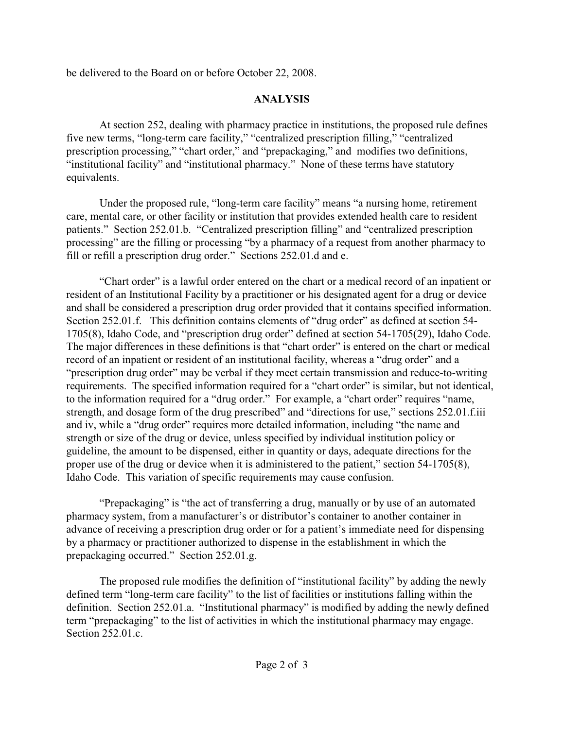be delivered to the Board on or before October 22, 2008.

## ANALYSIS

At section 252, dealing with pharmacy practice in institutions, the proposed rule defines five new terms, "long-term care facility," "centralized prescription filling," "centralized prescription processing," "chart order," and "prepackaging," and modifies two definitions, "institutional facility" and "institutional pharmacy." None of these terms have statutory equivalents.

Under the proposed rule, "long-term care facility" means "a nursing home, retirement care, mental care, or other facility or institution that provides extended health care to resident patients." Section 252.01.b. "Centralized prescription filling" and "centralized prescription processing" are the filling or processing "by a pharmacy of a request from another pharmacy to fill or refill a prescription drug order." Sections 252.01.d and e.

"Chart order" is a lawful order entered on the chart or a medical record of an inpatient or resident of an Institutional Facility by a practitioner or his designated agent for a drug or device and shall be considered a prescription drug order provided that it contains specified information. Section 252.01.f. This definition contains elements of "drug order" as defined at section 54-1705(8), Idaho Code, and "prescription drug order" defined at section 54-1705(29), Idaho Code. The major differences in these definitions is that "chart order" is entered on the chart or medical record of an inpatient or resident of an institutional facility, whereas a "drug order" and a "prescription drug order" may be verbal if they meet certain transmission and reduce-to-writing requirements. The specified information required for a "chart order" is similar, but not identical, to the information required for a "drug order." For example, a "chart order" requires "name, strength, and dosage form of the drug prescribed" and "directions for use," sections 252.01.f.iii and iv, while a "drug order" requires more detailed information, including "the name and strength or size of the drug or device, unless specified by individual institution policy or guideline, the amount to be dispensed, either in quantity or days, adequate directions for the proper use of the drug or device when it is administered to the patient," section 54-1705(8), Idaho Code. This variation of specific requirements may cause confusion.

"Prepackaging" is "the act of transferring a drug, manually or by use of an automated pharmacy system, from a manufacturer's or distributor's container to another container in advance of receiving a prescription drug order or for a patient's immediate need for dispensing by a pharmacy or practitioner authorized to dispense in the establishment in which the prepackaging occurred." Section 252.01.g.

The proposed rule modifies the definition of "institutional facility" by adding the newly defined term "long-term care facility" to the list of facilities or institutions falling within the definition. Section 252.01.a. "Institutional pharmacy" is modified by adding the newly defined term "prepackaging" to the list of activities in which the institutional pharmacy may engage. Section 252.01.c.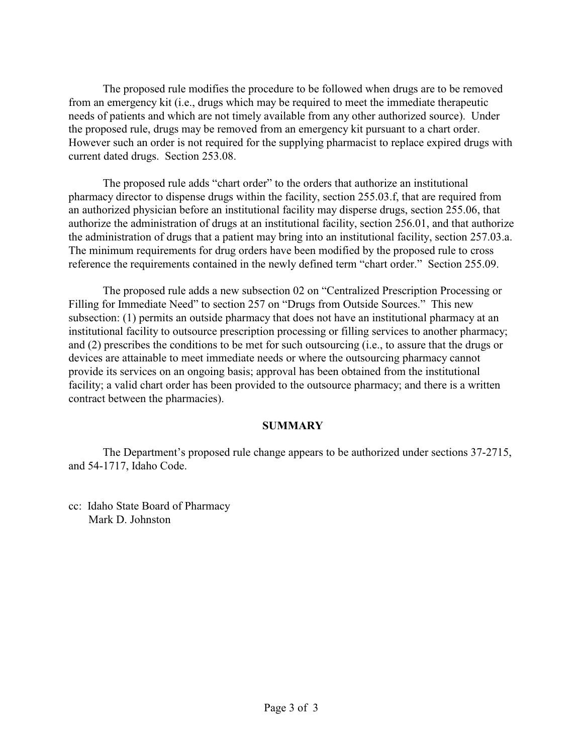The proposed rule modifies the procedure to be followed when drugs are to be removed from an emergency kit (i.e., drugs which may be required to meet the immediate therapeutic needs of patients and which are not timely available from any other authorized source). Under the proposed rule, drugs may be removed from an emergency kit pursuant to a chart order. However such an order is not required for the supplying pharmacist to replace expired drugs with current dated drugs. Section 253.08.

The proposed rule adds "chart order" to the orders that authorize an institutional pharmacy director to dispense drugs within the facility, section 255.03.f, that are required from an authorized physician before an institutional facility may disperse drugs, section 255.06, that authorize the administration of drugs at an institutional facility, section 256.01, and that authorize the administration of drugs that a patient may bring into an institutional facility, section 257.03.a. The minimum requirements for drug orders have been modified by the proposed rule to cross reference the requirements contained in the newly defined term "chart order." Section 255.09.

The proposed rule adds a new subsection 02 on "Centralized Prescription Processing or Filling for Immediate Need" to section 257 on "Drugs from Outside Sources." This new subsection: (1) permits an outside pharmacy that does not have an institutional pharmacy at an institutional facility to outsource prescription processing or filling services to another pharmacy; and (2) prescribes the conditions to be met for such outsourcing (i.e., to assure that the drugs or devices are attainable to meet immediate needs or where the outsourcing pharmacy cannot provide its services on an ongoing basis; approval has been obtained from the institutional facility; a valid chart order has been provided to the outsource pharmacy; and there is a written contract between the pharmacies).

## SUMMARY

The Department's proposed rule change appears to be authorized under sections 37-2715, and 54-1717, Idaho Code.

cc: Idaho State Board of Pharmacy
Mark D. Johnston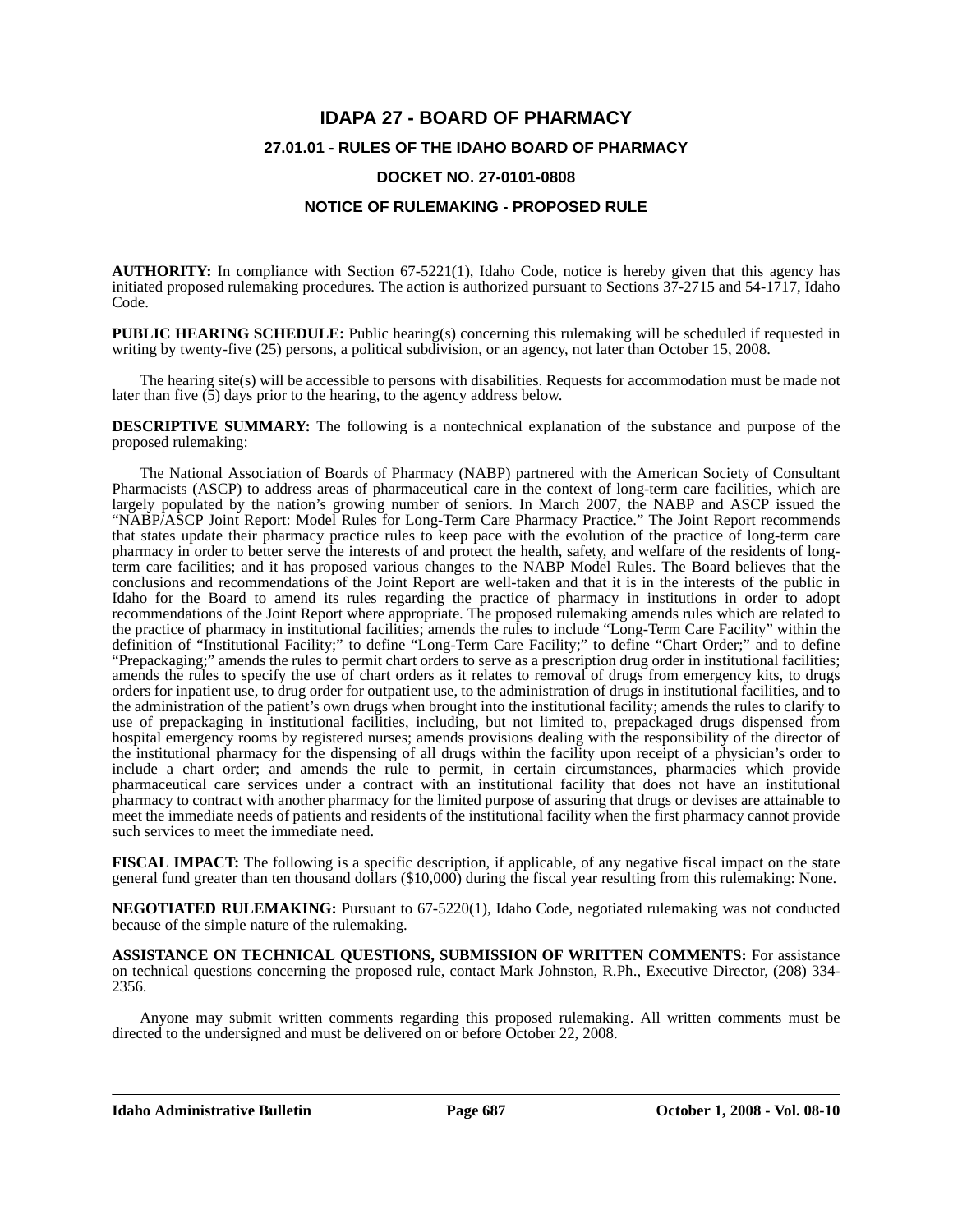# IDAPA 27 - BOARD OF PHARMACY

## 27.01.01 - RULES OF THE IDAHO BOARD OF PHARMACY

## DOCKET NO. 27-0101-0808

## NOTICE OF RULEMAKING - PROPOSED RULE

**AUTHORITY:** In compliance with Section 67-5221(1), Idaho Code, notice is hereby given that this agency has initiated proposed rulemaking procedures. The action is authorized pursuant to Sections 37-2715 and 54-1717, Idaho Code.

**PUBLIC HEARING SCHEDULE:** Public hearing(s) concerning this rulemaking will be scheduled if requested in writing by twenty-five (25) persons, a political subdivision, or an agency, not later than October 15, 2008.

The hearing site(s) will be accessible to persons with disabilities. Requests for accommodation must be made not later than five (5) days prior to the hearing, to the agency address below.

**DESCRIPTIVE SUMMARY:** The following is a nontechnical explanation of the substance and purpose of the proposed rulemaking:

The National Association of Boards of Pharmacy (NABP) partnered with the American Society of Consultant Pharmacists (ASCP) to address areas of pharmaceutical care in the context of long-term care facilities, which are largely populated by the nation's growing number of seniors. In March 2007, the NABP and ASCP issued the "NABP/ASCP Joint Report: Model Rules for Long-Term Care Pharmacy Practice." The Joint Report recommends that states update their pharmacy practice rules to keep pace with the evolution of the practice of long-term care pharmacy in order to better serve the interests of and protect the health, safety, and welfare of the residents of long-term care facilities; and it has proposed various changes to the NABP Model Rules. The Board believes that the conclusions and recommendations of the Joint Report are well-taken and that it is in the interests of the public in Idaho for the Board to amend its rules regarding the practice of pharmacy in institutions in order to adopt recommendations of the Joint Report where appropriate. The proposed rulemaking amends rules which are related to the practice of pharmacy in institutional facilities; amends the rules to include "Long-Term Care Facility" within the definition of "Institutional Facility;" to define "Long-Term Care Facility;" to define "Chart Order;" and to define "Prepackaging;" amends the rules to permit chart orders to serve as a prescription drug order in institutional facilities; amends the rules to specify the use of chart orders as it relates to removal of drugs from emergency kits, to drugs orders for inpatient use, to drug order for outpatient use, to the administration of drugs in institutional facilities, and to the administration of the patient's own drugs when brought into the institutional facility; amends the rules to clarify to use of prepackaging in institutional facilities, including, but not limited to, prepackaged drugs dispensed from hospital emergency rooms by registered nurses; amends provisions dealing with the responsibility of the director of the institutional pharmacy for the dispensing of all drugs within the facility upon receipt of a physician's order to include a chart order; and amends the rule to permit, in certain circumstances, pharmacies which provide pharmaceutical care services under a contract with an institutional facility that does not have an institutional pharmacy to contract with another pharmacy for the limited purpose of assuring that drugs or devises are attainable to meet the immediate needs of patients and residents of the institutional facility when the first pharmacy cannot provide such services to meet the immediate need.

**FISCAL IMPACT:** The following is a specific description, if applicable, of any negative fiscal impact on the state general fund greater than ten thousand dollars ($10,000) during the fiscal year resulting from this rulemaking: None.

**NEGOTIATED RULEMAKING:** Pursuant to 67-5220(1), Idaho Code, negotiated rulemaking was not conducted because of the simple nature of the rulemaking.

**ASSISTANCE ON TECHNICAL QUESTIONS, SUBMISSION OF WRITTEN COMMENTS:** For assistance on technical questions concerning the proposed rule, contact Mark Johnston, R.Ph., Executive Director, (208) 334-2356.

Anyone may submit written comments regarding this proposed rulemaking. All written comments must be directed to the undersigned and must be delivered on or before October 22, 2008.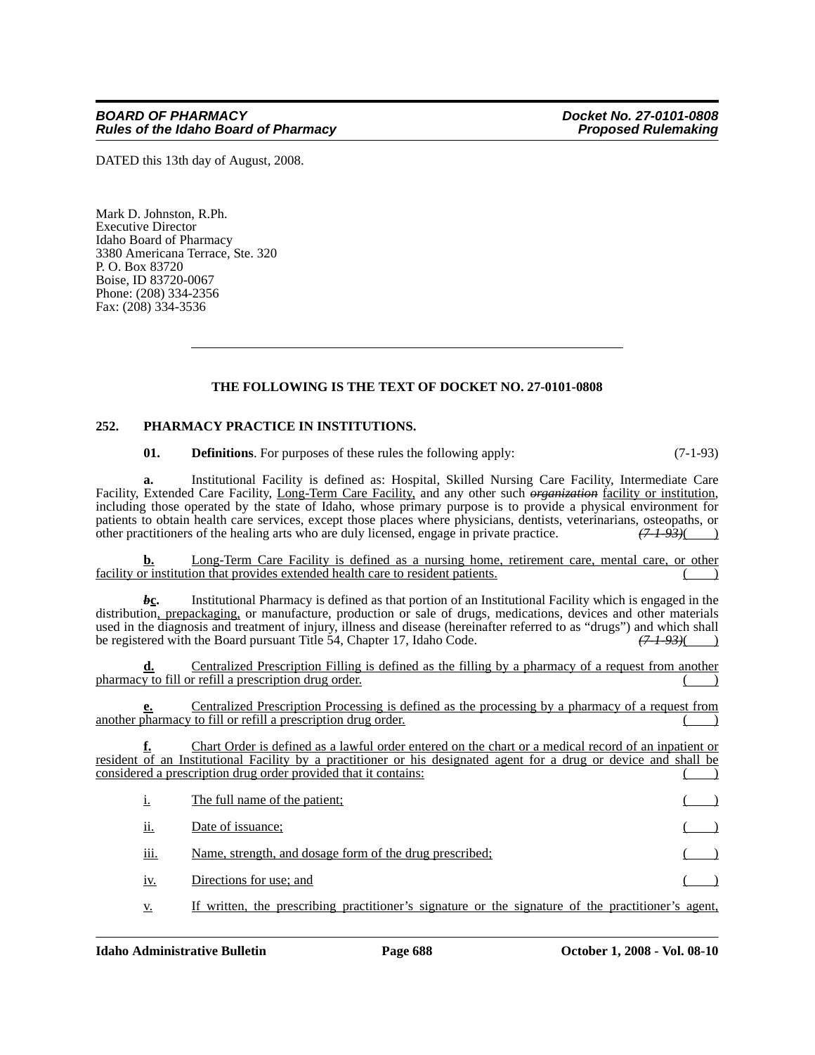DATED this 13th day of August, 2008.

Mark D. Johnston, R.Ph.
Executive Director
Idaho Board of Pharmacy
3380 Americana Terrace, Ste. 320
P. O. Box 83720
Boise, ID 83720-0067
Phone: (208) 334-2356
Fax: (208) 334-3536

---

**THE FOLLOWING IS THE TEXT OF DOCKET NO. 27-0101-0808**

### 252. PHARMACY PRACTICE IN INSTITUTIONS.

**01. Definitions**. For purposes of these rules the following apply: (7-1-93)

**a.** Institutional Facility is defined as: Hospital, Skilled Nursing Care Facility, Intermediate Care Facility, Extended Care Facility, Long-Term Care Facility, and any other such ~~organization~~ facility or institution, including those operated by the state of Idaho, whose primary purpose is to provide a physical environment for patients to obtain health care services, except those places where physicians, dentists, veterinarians, osteopaths, or other practitioners of the healing arts who are duly licensed, engage in private practice. ~~(7-1-93)~~( )

**b.** Long-Term Care Facility is defined as a nursing home, retirement care, mental care, or other facility or institution that provides extended health care to resident patients. ( )

**~~b~~c.** Institutional Pharmacy is defined as that portion of an Institutional Facility which is engaged in the distribution, prepackaging, or manufacture, production or sale of drugs, medications, devices and other materials used in the diagnosis and treatment of injury, illness and disease (hereinafter referred to as "drugs") and which shall be registered with the Board pursuant Title 54, Chapter 17, Idaho Code. ~~(7-1-93)~~( )

**d.** Centralized Prescription Filling is defined as the filling by a pharmacy of a request from another pharmacy to fill or refill a prescription drug order. ( )

**e.** Centralized Prescription Processing is defined as the processing by a pharmacy of a request from another pharmacy to fill or refill a prescription drug order. ( )

**f.** Chart Order is defined as a lawful order entered on the chart or a medical record of an inpatient or resident of an Institutional Facility by a practitioner or his designated agent for a drug or device and shall be considered a prescription drug order provided that it contains: ( )

i. The full name of the patient; ( )

ii. Date of issuance; ( )

iii. Name, strength, and dosage form of the drug prescribed; ( )

iv. Directions for use; and ( )

v. If written, the prescribing practitioner's signature or the signature of the practitioner's agent,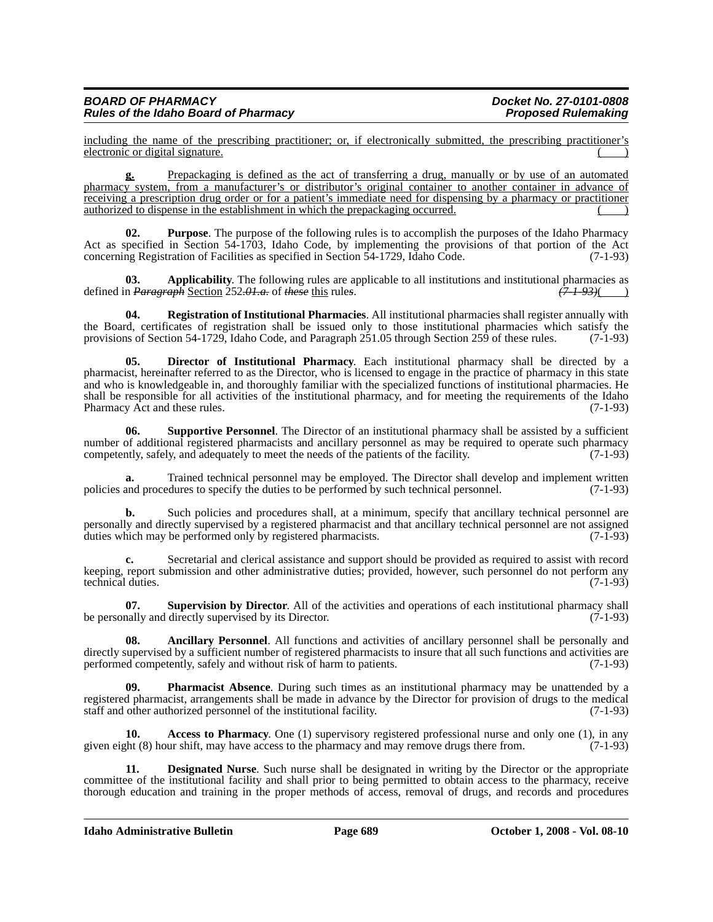including the name of the prescribing practitioner; or, if electronically submitted, the prescribing practitioner's electronic or digital signature. ( )

**g.** Prepackaging is defined as the act of transferring a drug, manually or by use of an automated pharmacy system, from a manufacturer's or distributor's original container to another container in advance of receiving a prescription drug order or for a patient's immediate need for dispensing by a pharmacy or practitioner authorized to dispense in the establishment in which the prepackaging occurred. ( )

**02. Purpose**. The purpose of the following rules is to accomplish the purposes of the Idaho Pharmacy Act as specified in Section 54-1703, Idaho Code, by implementing the provisions of that portion of the Act concerning Registration of Facilities as specified in Section 54-1729, Idaho Code. (7-1-93)

**03. Applicability**. The following rules are applicable to all institutions and institutional pharmacies as defined in ~~*Paragraph*~~ Section 252~~*.01.a.*~~ of ~~*these*~~ this rule~~*s*~~. ~~*(7-1-93)*~~( )

**04. Registration of Institutional Pharmacies**. All institutional pharmacies shall register annually with the Board, certificates of registration shall be issued only to those institutional pharmacies which satisfy the provisions of Section 54-1729, Idaho Code, and Paragraph 251.05 through Section 259 of these rules. (7-1-93)

**05. Director of Institutional Pharmacy**. Each institutional pharmacy shall be directed by a pharmacist, hereinafter referred to as the Director, who is licensed to engage in the practice of pharmacy in this state and who is knowledgeable in, and thoroughly familiar with the specialized functions of institutional pharmacies. He shall be responsible for all activities of the institutional pharmacy, and for meeting the requirements of the Idaho Pharmacy Act and these rules. (7-1-93)

**06. Supportive Personnel**. The Director of an institutional pharmacy shall be assisted by a sufficient number of additional registered pharmacists and ancillary personnel as may be required to operate such pharmacy competently, safely, and adequately to meet the needs of the patients of the facility. (7-1-93)

**a.** Trained technical personnel may be employed. The Director shall develop and implement written policies and procedures to specify the duties to be performed by such technical personnel. (7-1-93)

**b.** Such policies and procedures shall, at a minimum, specify that ancillary technical personnel are personally and directly supervised by a registered pharmacist and that ancillary technical personnel are not assigned duties which may be performed only by registered pharmacists. (7-1-93)

**c.** Secretarial and clerical assistance and support should be provided as required to assist with record keeping, report submission and other administrative duties; provided, however, such personnel do not perform any technical duties. (7-1-93)

**07. Supervision by Director**. All of the activities and operations of each institutional pharmacy shall be personally and directly supervised by its Director. (7-1-93)

**08. Ancillary Personnel**. All functions and activities of ancillary personnel shall be personally and directly supervised by a sufficient number of registered pharmacists to insure that all such functions and activities are performed competently, safely and without risk of harm to patients. (7-1-93)

**09. Pharmacist Absence**. During such times as an institutional pharmacy may be unattended by a registered pharmacist, arrangements shall be made in advance by the Director for provision of drugs to the medical staff and other authorized personnel of the institutional facility. (7-1-93)

**10. Access to Pharmacy**. One (1) supervisory registered professional nurse and only one (1), in any given eight (8) hour shift, may have access to the pharmacy and may remove drugs there from. (7-1-93)

**11. Designated Nurse**. Such nurse shall be designated in writing by the Director or the appropriate committee of the institutional facility and shall prior to being permitted to obtain access to the pharmacy, receive thorough education and training in the proper methods of access, removal of drugs, and records and procedures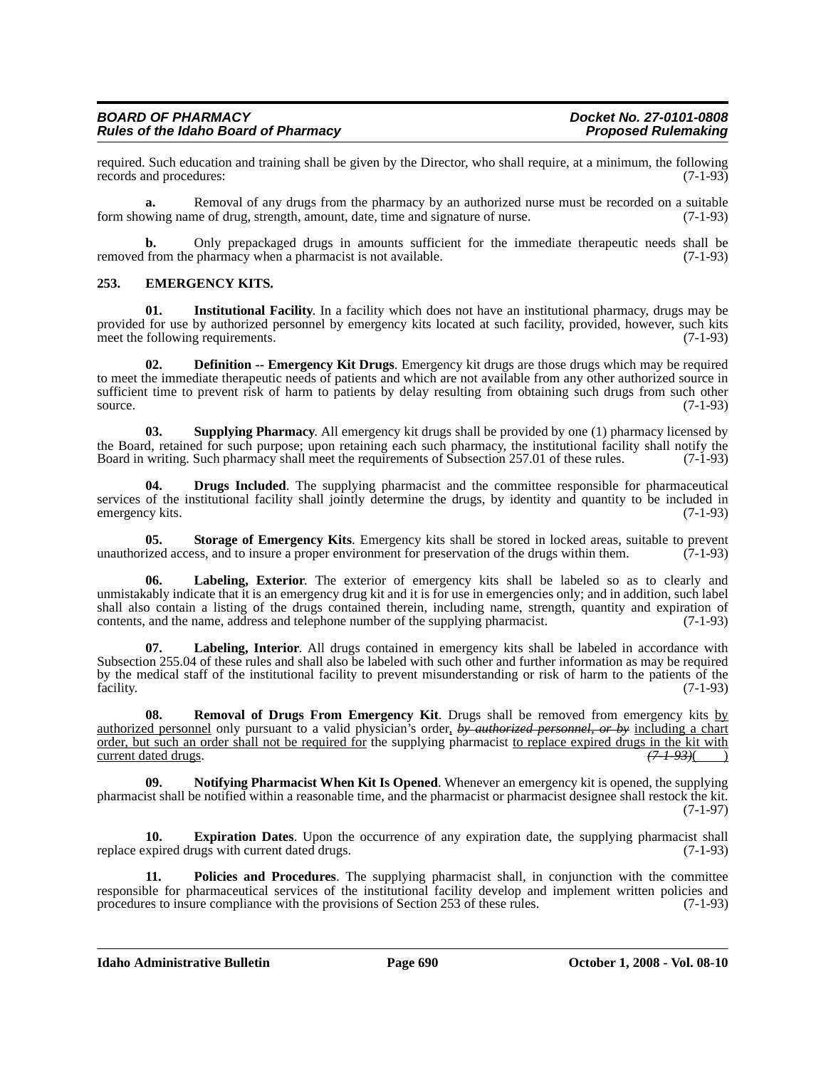required. Such education and training shall be given by the Director, who shall require, at a minimum, the following records and procedures: (7-1-93)

**a.** Removal of any drugs from the pharmacy by an authorized nurse must be recorded on a suitable form showing name of drug, strength, amount, date, time and signature of nurse. (7-1-93)

**b.** Only prepackaged drugs in amounts sufficient for the immediate therapeutic needs shall be removed from the pharmacy when a pharmacist is not available. (7-1-93)

**253. EMERGENCY KITS.**

**01. Institutional Facility**. In a facility which does not have an institutional pharmacy, drugs may be provided for use by authorized personnel by emergency kits located at such facility, provided, however, such kits meet the following requirements. (7-1-93)

**02. Definition -- Emergency Kit Drugs**. Emergency kit drugs are those drugs which may be required to meet the immediate therapeutic needs of patients and which are not available from any other authorized source in sufficient time to prevent risk of harm to patients by delay resulting from obtaining such drugs from such other source. (7-1-93)

**03. Supplying Pharmacy**. All emergency kit drugs shall be provided by one (1) pharmacy licensed by the Board, retained for such purpose; upon retaining each such pharmacy, the institutional facility shall notify the Board in writing. Such pharmacy shall meet the requirements of Subsection 257.01 of these rules. (7-1-93)

**04. Drugs Included**. The supplying pharmacist and the committee responsible for pharmaceutical services of the institutional facility shall jointly determine the drugs, by identity and quantity to be included in emergency kits. (7-1-93)

**05. Storage of Emergency Kits**. Emergency kits shall be stored in locked areas, suitable to prevent unauthorized access, and to insure a proper environment for preservation of the drugs within them. (7-1-93)

**06. Labeling, Exterior**. The exterior of emergency kits shall be labeled so as to clearly and unmistakably indicate that it is an emergency drug kit and it is for use in emergencies only; and in addition, such label shall also contain a listing of the drugs contained therein, including name, strength, quantity and expiration of contents, and the name, address and telephone number of the supplying pharmacist. (7-1-93)

**07. Labeling, Interior**. All drugs contained in emergency kits shall be labeled in accordance with Subsection 255.04 of these rules and shall also be labeled with such other and further information as may be required by the medical staff of the institutional facility to prevent misunderstanding or risk of harm to the patients of the facility. (7-1-93)

**08. Removal of Drugs From Emergency Kit**. Drugs shall be removed from emergency kits <u>by authorized personnel</u> only pursuant to a valid physician's order, ~~*by authorized personnel, or by*~~ <u>including a chart order, but such an order shall not be required for</u> the supplying pharmacist <u>to replace expired drugs in the kit with current dated drugs</u>. ~~*(7-1-93)*~~( )

**09. Notifying Pharmacist When Kit Is Opened**. Whenever an emergency kit is opened, the supplying pharmacist shall be notified within a reasonable time, and the pharmacist or pharmacist designee shall restock the kit. (7-1-97)

**10. Expiration Dates**. Upon the occurrence of any expiration date, the supplying pharmacist shall replace expired drugs with current dated drugs. (7-1-93)

**11. Policies and Procedures**. The supplying pharmacist shall, in conjunction with the committee responsible for pharmaceutical services of the institutional facility develop and implement written policies and procedures to insure compliance with the provisions of Section 253 of these rules. (7-1-93)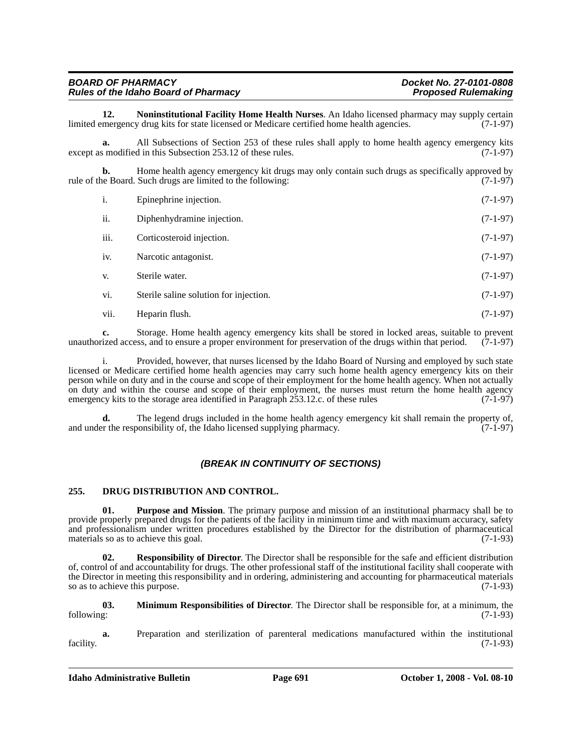**12. Noninstitutional Facility Home Health Nurses**. An Idaho licensed pharmacy may supply certain limited emergency drug kits for state licensed or Medicare certified home health agencies. (7-1-97)

**a.** All Subsections of Section 253 of these rules shall apply to home health agency emergency kits except as modified in this Subsection 253.12 of these rules. (7-1-97)

**b.** Home health agency emergency kit drugs may only contain such drugs as specifically approved by rule of the Board. Such drugs are limited to the following: (7-1-97)

i. Epinephrine injection. (7-1-97)

ii. Diphenhydramine injection. (7-1-97)

iii. Corticosteroid injection. (7-1-97)

iv. Narcotic antagonist. (7-1-97)

v. Sterile water. (7-1-97)

vi. Sterile saline solution for injection. (7-1-97)

vii. Heparin flush. (7-1-97)

**c.** Storage. Home health agency emergency kits shall be stored in locked areas, suitable to prevent unauthorized access, and to ensure a proper environment for preservation of the drugs within that period. (7-1-97)

i. Provided, however, that nurses licensed by the Idaho Board of Nursing and employed by such state licensed or Medicare certified home health agencies may carry such home health agency emergency kits on their person while on duty and in the course and scope of their employment for the home health agency. When not actually on duty and within the course and scope of their employment, the nurses must return the home health agency emergency kits to the storage area identified in Paragraph 253.12.c. of these rules (7-1-97)

**d.** The legend drugs included in the home health agency emergency kit shall remain the property of, and under the responsibility of, the Idaho licensed supplying pharmacy. (7-1-97)

***(BREAK IN CONTINUITY OF SECTIONS)***

## 255. DRUG DISTRIBUTION AND CONTROL.

**01. Purpose and Mission**. The primary purpose and mission of an institutional pharmacy shall be to provide properly prepared drugs for the patients of the facility in minimum time and with maximum accuracy, safety and professionalism under written procedures established by the Director for the distribution of pharmaceutical materials so as to achieve this goal. (7-1-93)

**02. Responsibility of Director**. The Director shall be responsible for the safe and efficient distribution of, control of and accountability for drugs. The other professional staff of the institutional facility shall cooperate with the Director in meeting this responsibility and in ordering, administering and accounting for pharmaceutical materials so as to achieve this purpose. (7-1-93)

**03. Minimum Responsibilities of Director**. The Director shall be responsible for, at a minimum, the following: (7-1-93)

**a.** Preparation and sterilization of parenteral medications manufactured within the institutional facility. (7-1-93)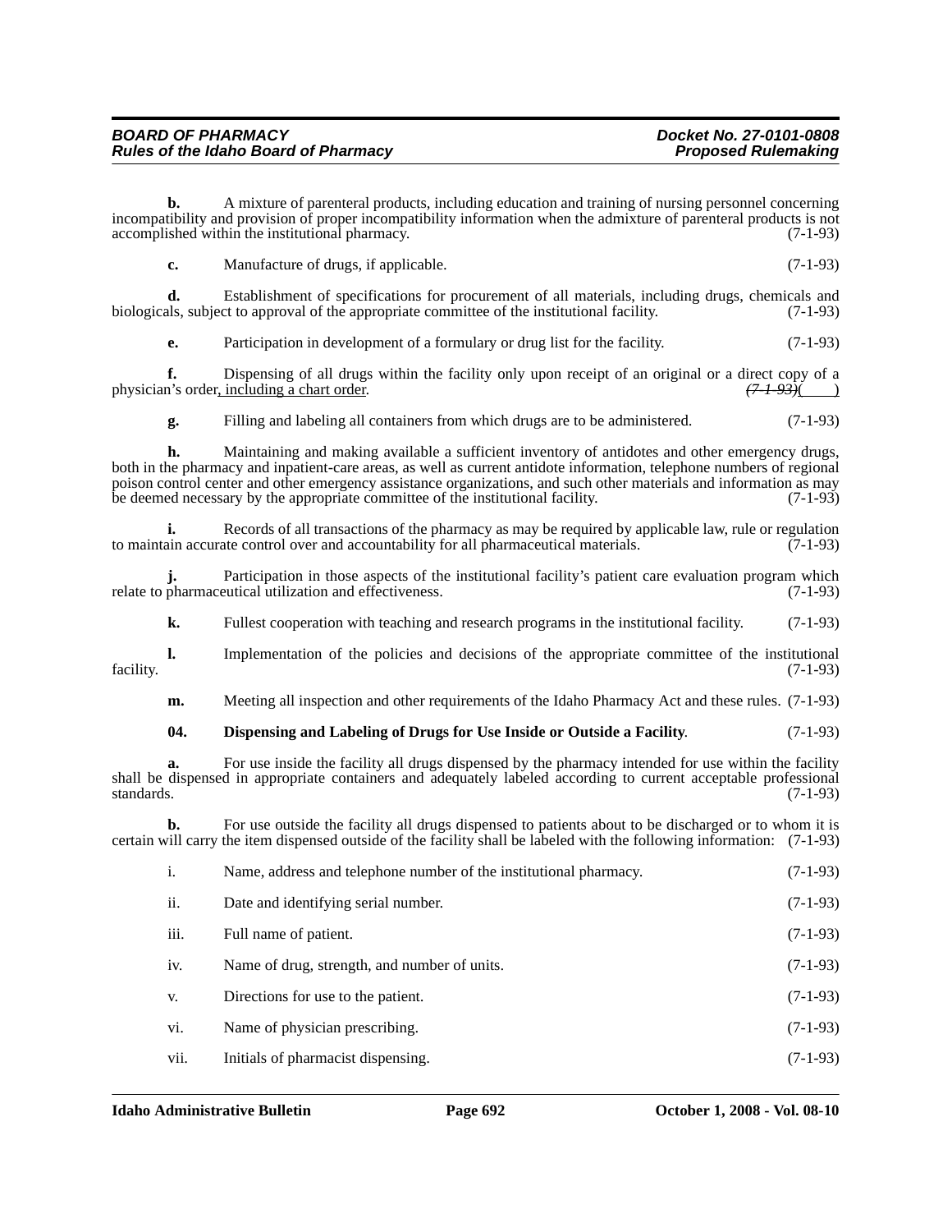**b.** A mixture of parenteral products, including education and training of nursing personnel concerning incompatibility and provision of proper incompatibility information when the admixture of parenteral products is not accomplished within the institutional pharmacy. (7-1-93)

**c.** Manufacture of drugs, if applicable. (7-1-93)

**d.** Establishment of specifications for procurement of all materials, including drugs, chemicals and biologicals, subject to approval of the appropriate committee of the institutional facility. (7-1-93)

**e.** Participation in development of a formulary or drug list for the facility. (7-1-93)

**f.** Dispensing of all drugs within the facility only upon receipt of an original or a direct copy of a physician's order, including a chart order. ~~(7-1-93)~~( )

**g.** Filling and labeling all containers from which drugs are to be administered. (7-1-93)

**h.** Maintaining and making available a sufficient inventory of antidotes and other emergency drugs, both in the pharmacy and inpatient-care areas, as well as current antidote information, telephone numbers of regional poison control center and other emergency assistance organizations, and such other materials and information as may be deemed necessary by the appropriate committee of the institutional facility. (7-1-93)

**i.** Records of all transactions of the pharmacy as may be required by applicable law, rule or regulation to maintain accurate control over and accountability for all pharmaceutical materials. (7-1-93)

**j.** Participation in those aspects of the institutional facility's patient care evaluation program which relate to pharmaceutical utilization and effectiveness. (7-1-93)

**k.** Fullest cooperation with teaching and research programs in the institutional facility. (7-1-93)

**l.** Implementation of the policies and decisions of the appropriate committee of the institutional facility. (7-1-93)

**m.** Meeting all inspection and other requirements of the Idaho Pharmacy Act and these rules. (7-1-93)

**04. Dispensing and Labeling of Drugs for Use Inside or Outside a Facility**. (7-1-93)

**a.** For use inside the facility all drugs dispensed by the pharmacy intended for use within the facility shall be dispensed in appropriate containers and adequately labeled according to current acceptable professional standards. (7-1-93)

**b.** For use outside the facility all drugs dispensed to patients about to be discharged or to whom it is certain will carry the item dispensed outside of the facility shall be labeled with the following information: (7-1-93)

i. Name, address and telephone number of the institutional pharmacy. (7-1-93)

ii. Date and identifying serial number. (7-1-93)

iii. Full name of patient. (7-1-93)

iv. Name of drug, strength, and number of units. (7-1-93)

v. Directions for use to the patient. (7-1-93)

vi. Name of physician prescribing. (7-1-93)

vii. Initials of pharmacist dispensing. (7-1-93)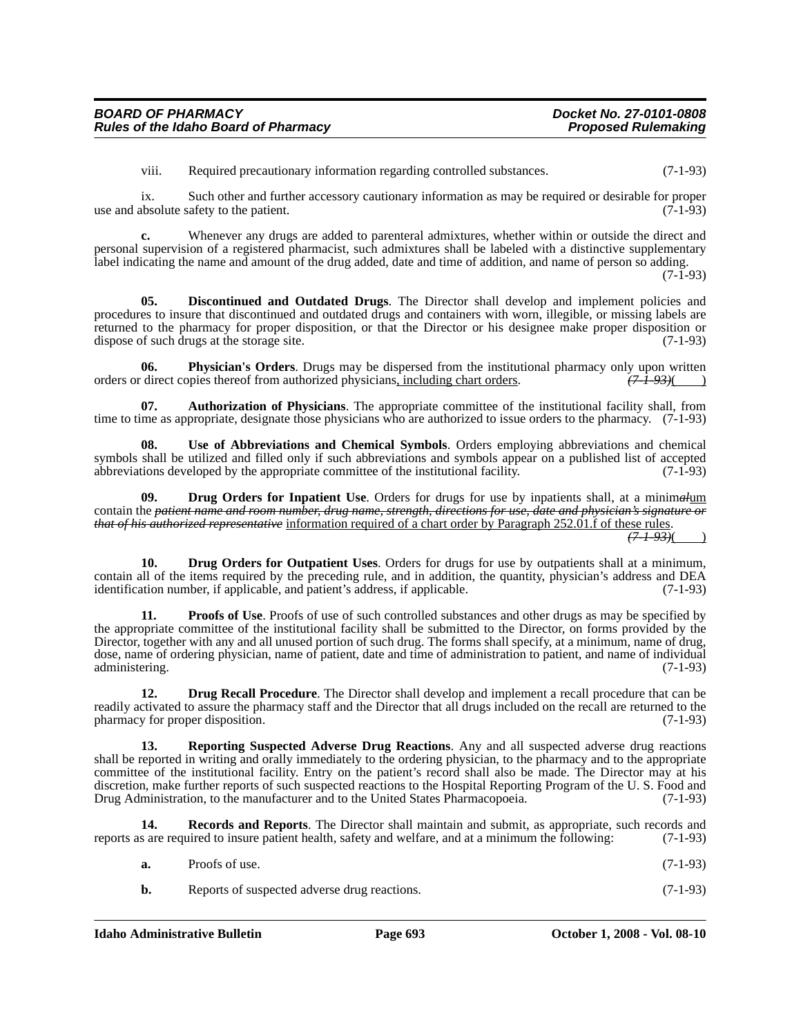viii. Required precautionary information regarding controlled substances. (7-1-93)

ix. Such other and further accessory cautionary information as may be required or desirable for proper use and absolute safety to the patient. (7-1-93)

**c.** Whenever any drugs are added to parenteral admixtures, whether within or outside the direct and personal supervision of a registered pharmacist, such admixtures shall be labeled with a distinctive supplementary label indicating the name and amount of the drug added, date and time of addition, and name of person so adding. (7-1-93)

**05. Discontinued and Outdated Drugs**. The Director shall develop and implement policies and procedures to insure that discontinued and outdated drugs and containers with worn, illegible, or missing labels are returned to the pharmacy for proper disposition, or that the Director or his designee make proper disposition or dispose of such drugs at the storage site. (7-1-93)

**06. Physician's Orders**. Drugs may be dispersed from the institutional pharmacy only upon written orders or direct copies thereof from authorized physicians<u>, including chart orders</u>. ~~(7-1-93)~~(    )

**07. Authorization of Physicians**. The appropriate committee of the institutional facility shall, from time to time as appropriate, designate those physicians who are authorized to issue orders to the pharmacy. (7-1-93)

**08. Use of Abbreviations and Chemical Symbols**. Orders employing abbreviations and chemical symbols shall be utilized and filled only if such abbreviations and symbols appear on a published list of accepted abbreviations developed by the appropriate committee of the institutional facility. (7-1-93)

**09. Drug Orders for Inpatient Use**. Orders for drugs for use by inpatients shall, at a minim~~al~~<u>um</u> contain the ~~*patient name and room number, drug name, strength, directions for use, date and physician's signature or that of his authorized representative*~~ <u>information required of a chart order by Paragraph 252.01.f of these rules</u>. ~~(7-1-93)~~(    )

**10. Drug Orders for Outpatient Uses**. Orders for drugs for use by outpatients shall at a minimum, contain all of the items required by the preceding rule, and in addition, the quantity, physician's address and DEA identification number, if applicable, and patient's address, if applicable. (7-1-93)

**11. Proofs of Use**. Proofs of use of such controlled substances and other drugs as may be specified by the appropriate committee of the institutional facility shall be submitted to the Director, on forms provided by the Director, together with any and all unused portion of such drug. The forms shall specify, at a minimum, name of drug, dose, name of ordering physician, name of patient, date and time of administration to patient, and name of individual administering. (7-1-93)

**12. Drug Recall Procedure**. The Director shall develop and implement a recall procedure that can be readily activated to assure the pharmacy staff and the Director that all drugs included on the recall are returned to the pharmacy for proper disposition. (7-1-93)

**13. Reporting Suspected Adverse Drug Reactions**. Any and all suspected adverse drug reactions shall be reported in writing and orally immediately to the ordering physician, to the pharmacy and to the appropriate committee of the institutional facility. Entry on the patient's record shall also be made. The Director may at his discretion, make further reports of such suspected reactions to the Hospital Reporting Program of the U. S. Food and Drug Administration, to the manufacturer and to the United States Pharmacopoeia. (7-1-93)

**14. Records and Reports**. The Director shall maintain and submit, as appropriate, such records and reports as are required to insure patient health, safety and welfare, and at a minimum the following: (7-1-93)

**a.** Proofs of use. (7-1-93)

**b.** Reports of suspected adverse drug reactions. (7-1-93)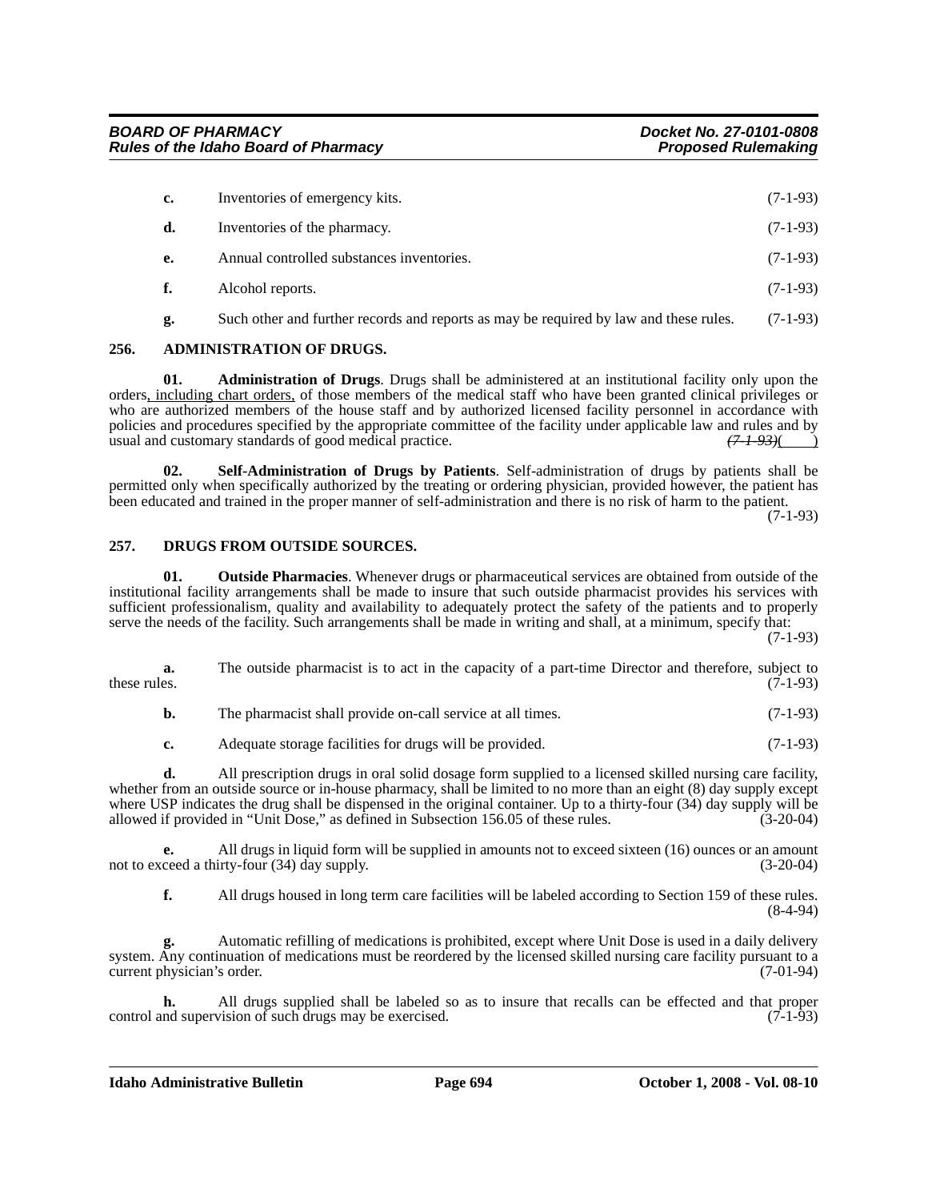**c.** Inventories of emergency kits. (7-1-93)

**d.** Inventories of the pharmacy. (7-1-93)

**e.** Annual controlled substances inventories. (7-1-93)

**f.** Alcohol reports. (7-1-93)

**g.** Such other and further records and reports as may be required by law and these rules. (7-1-93)

## 256. ADMINISTRATION OF DRUGS.

**01. Administration of Drugs**. Drugs shall be administered at an institutional facility only upon the orders, including chart orders, of those members of the medical staff who have been granted clinical privileges or who are authorized members of the house staff and by authorized licensed facility personnel in accordance with policies and procedures specified by the appropriate committee of the facility under applicable law and rules and by usual and customary standards of good medical practice. ~~(7-1-93)~~( )

**02. Self-Administration of Drugs by Patients**. Self-administration of drugs by patients shall be permitted only when specifically authorized by the treating or ordering physician, provided however, the patient has been educated and trained in the proper manner of self-administration and there is no risk of harm to the patient. (7-1-93)

## 257. DRUGS FROM OUTSIDE SOURCES.

**01. Outside Pharmacies**. Whenever drugs or pharmaceutical services are obtained from outside of the institutional facility arrangements shall be made to insure that such outside pharmacist provides his services with sufficient professionalism, quality and availability to adequately protect the safety of the patients and to properly serve the needs of the facility. Such arrangements shall be made in writing and shall, at a minimum, specify that: (7-1-93)

**a.** The outside pharmacist is to act in the capacity of a part-time Director and therefore, subject to these rules. (7-1-93)

**b.** The pharmacist shall provide on-call service at all times. (7-1-93)

**c.** Adequate storage facilities for drugs will be provided. (7-1-93)

**d.** All prescription drugs in oral solid dosage form supplied to a licensed skilled nursing care facility, whether from an outside source or in-house pharmacy, shall be limited to no more than an eight (8) day supply except where USP indicates the drug shall be dispensed in the original container. Up to a thirty-four (34) day supply will be allowed if provided in "Unit Dose," as defined in Subsection 156.05 of these rules. (3-20-04)

**e.** All drugs in liquid form will be supplied in amounts not to exceed sixteen (16) ounces or an amount not to exceed a thirty-four (34) day supply. (3-20-04)

**f.** All drugs housed in long term care facilities will be labeled according to Section 159 of these rules. (8-4-94)

**g.** Automatic refilling of medications is prohibited, except where Unit Dose is used in a daily delivery system. Any continuation of medications must be reordered by the licensed skilled nursing care facility pursuant to a current physician's order. (7-01-94)

**h.** All drugs supplied shall be labeled so as to insure that recalls can be effected and that proper control and supervision of such drugs may be exercised. (7-1-93)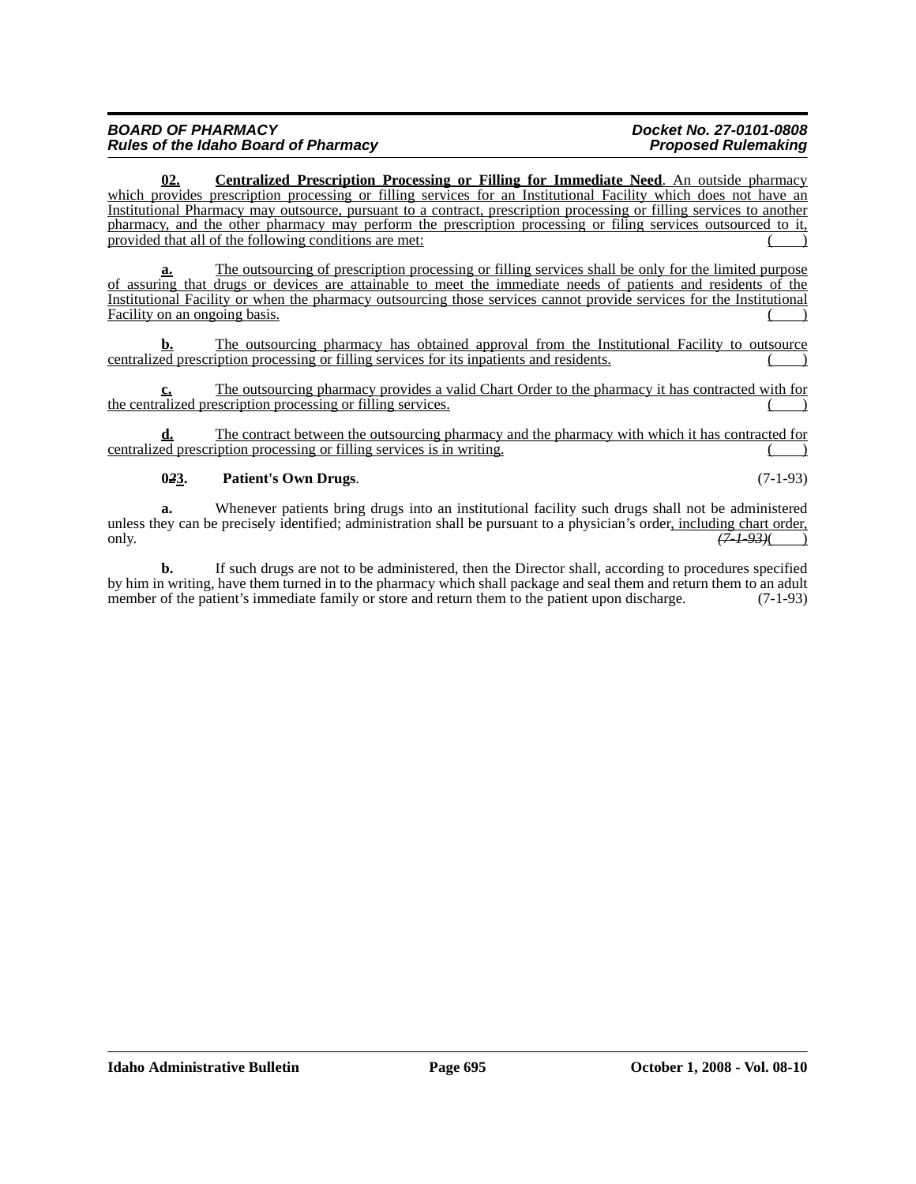**02. Centralized Prescription Processing or Filling for Immediate Need**. An outside pharmacy which provides prescription processing or filling services for an Institutional Facility which does not have an Institutional Pharmacy may outsource, pursuant to a contract, prescription processing or filling services to another pharmacy, and the other pharmacy may perform the prescription processing or filing services outsourced to it, provided that all of the following conditions are met: ( )

**a.** The outsourcing of prescription processing or filling services shall be only for the limited purpose of assuring that drugs or devices are attainable to meet the immediate needs of patients and residents of the Institutional Facility or when the pharmacy outsourcing those services cannot provide services for the Institutional Facility on an ongoing basis. ( )

**b.** The outsourcing pharmacy has obtained approval from the Institutional Facility to outsource centralized prescription processing or filling services for its inpatients and residents. ( )

**c.** The outsourcing pharmacy provides a valid Chart Order to the pharmacy it has contracted with for the centralized prescription processing or filling services. ( )

**d.** The contract between the outsourcing pharmacy and the pharmacy with which it has contracted for centralized prescription processing or filling services is in writing. ( )

**0~~2~~3. Patient's Own Drugs**. (7-1-93)

**a.** Whenever patients bring drugs into an institutional facility such drugs shall not be administered unless they can be precisely identified; administration shall be pursuant to a physician's order, including chart order, only. ~~(7-1-93)~~( )

**b.** If such drugs are not to be administered, then the Director shall, according to procedures specified by him in writing, have them turned in to the pharmacy which shall package and seal them and return them to an adult member of the patient's immediate family or store and return them to the patient upon discharge. (7-1-93)